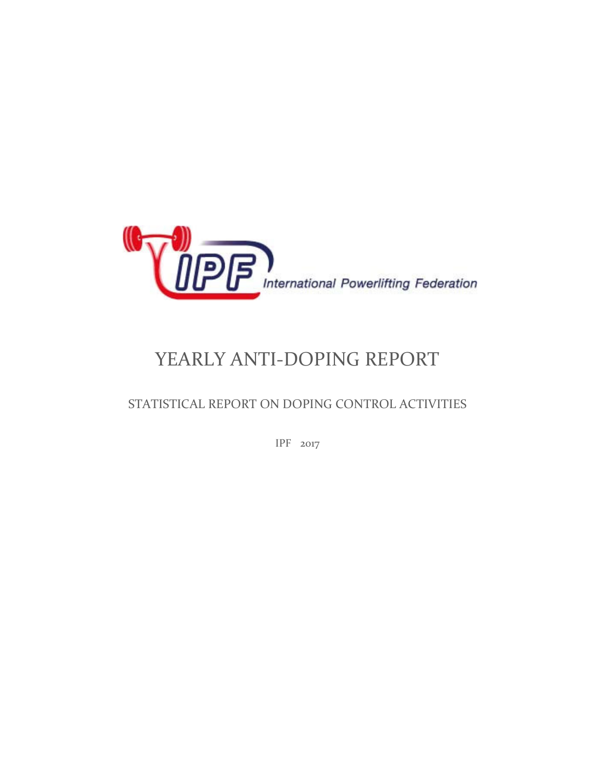IPF International Powerlifting Federation

# YEARLY ANTI-DOPING REPORT

## STATISTICAL REPORT ON DOPING CONTROL ACTIVITIES

IPF 2017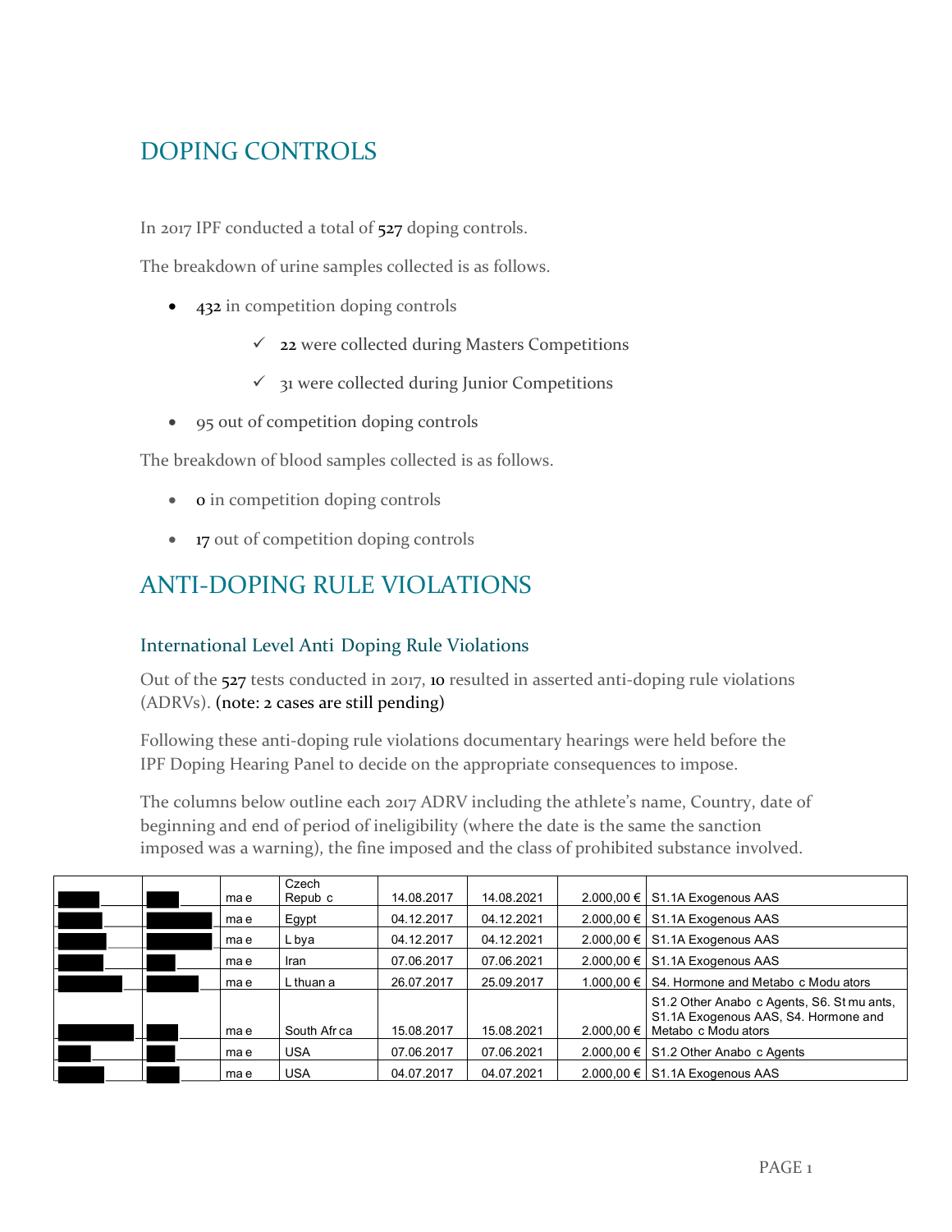# DOPING CONTROLS

In 2017 IPF conducted a total of 527 doping controls.

The breakdown of urine samples collected is as follows.

- 432 in competition doping controls
  - ✓ 22 were collected during Masters Competitions
  - ✓ 31 were collected during Junior Competitions
- 95 out of competition doping controls

The breakdown of blood samples collected is as follows.

- 0 in competition doping controls
- 17 out of competition doping controls

# ANTI-DOPING RULE VIOLATIONS

## International Level Anti Doping Rule Violations

Out of the 527 tests conducted in 2017, 10 resulted in asserted anti-doping rule violations (ADRVs). (note: 2 cases are still pending)

Following these anti-doping rule violations documentary hearings were held before the IPF Doping Hearing Panel to decide on the appropriate consequences to impose.

The columns below outline each 2017 ADRV including the athlete's name, Country, date of beginning and end of period of ineligibility (where the date is the same the sanction imposed was a warning), the fine imposed and the class of prohibited substance involved.

| | | | | | | | |
|---|---|---|---|---|---|---|---|
| ███ | ███ | ma e | Czech Repub c | 14.08.2017 | 14.08.2021 | 2.000,00 € | S1.1A Exogenous AAS |
| ███ | ███ | ma e | Egypt | 04.12.2017 | 04.12.2021 | 2.000,00 € | S1.1A Exogenous AAS |
| ███ | ███ | ma e | L bya | 04.12.2017 | 04.12.2021 | 2.000,00 € | S1.1A Exogenous AAS |
| ███ | ███ | ma e | Iran | 07.06.2017 | 07.06.2021 | 2.000,00 € | S1.1A Exogenous AAS |
| ███ | ███ | ma e | L thuan a | 26.07.2017 | 25.09.2017 | 1.000,00 € | S4. Hormone and Metabo c Modu ators |
| ███ | ███ | ma e | South Afr ca | 15.08.2017 | 15.08.2021 | 2.000,00 € | S1.2 Other Anabo c Agents, S6. St mu ants, S1.1A Exogenous AAS, S4. Hormone and Metabo c Modu ators |
| ███ | ███ | ma e | USA | 07.06.2017 | 07.06.2021 | 2.000,00 € | S1.2 Other Anabo c Agents |
| ███ | ███ | ma e | USA | 04.07.2017 | 04.07.2021 | 2.000,00 € | S1.1A Exogenous AAS |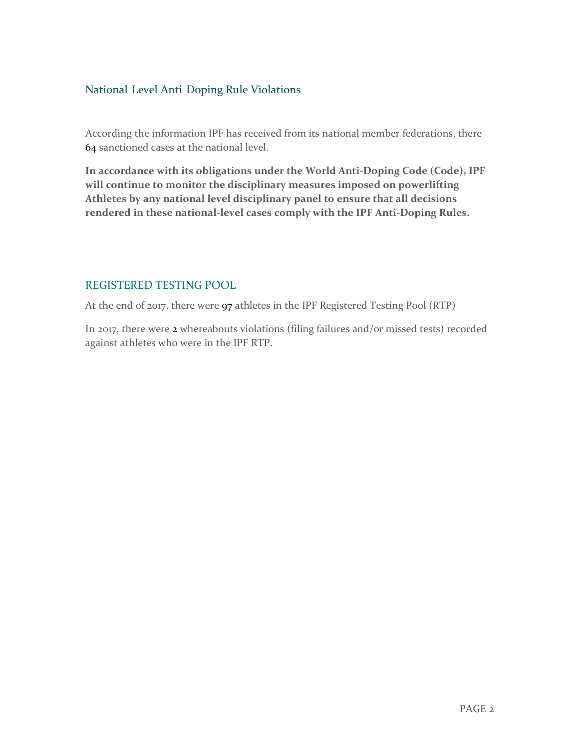## National Level Anti Doping Rule Violations

According the information IPF has received from its national member federations, there 64 sanctioned cases at the national level.

**In accordance with its obligations under the World Anti-Doping Code (Code), IPF will continue to monitor the disciplinary measures imposed on powerlifting Athletes by any national level disciplinary panel to ensure that all decisions rendered in these national-level cases comply with the IPF Anti-Doping Rules.**

## REGISTERED TESTING POOL

At the end of 2017, there were 97 athletes in the IPF Registered Testing Pool (RTP)

In 2017, there were 2 whereabouts violations (filing failures and/or missed tests) recorded against athletes who were in the IPF RTP.